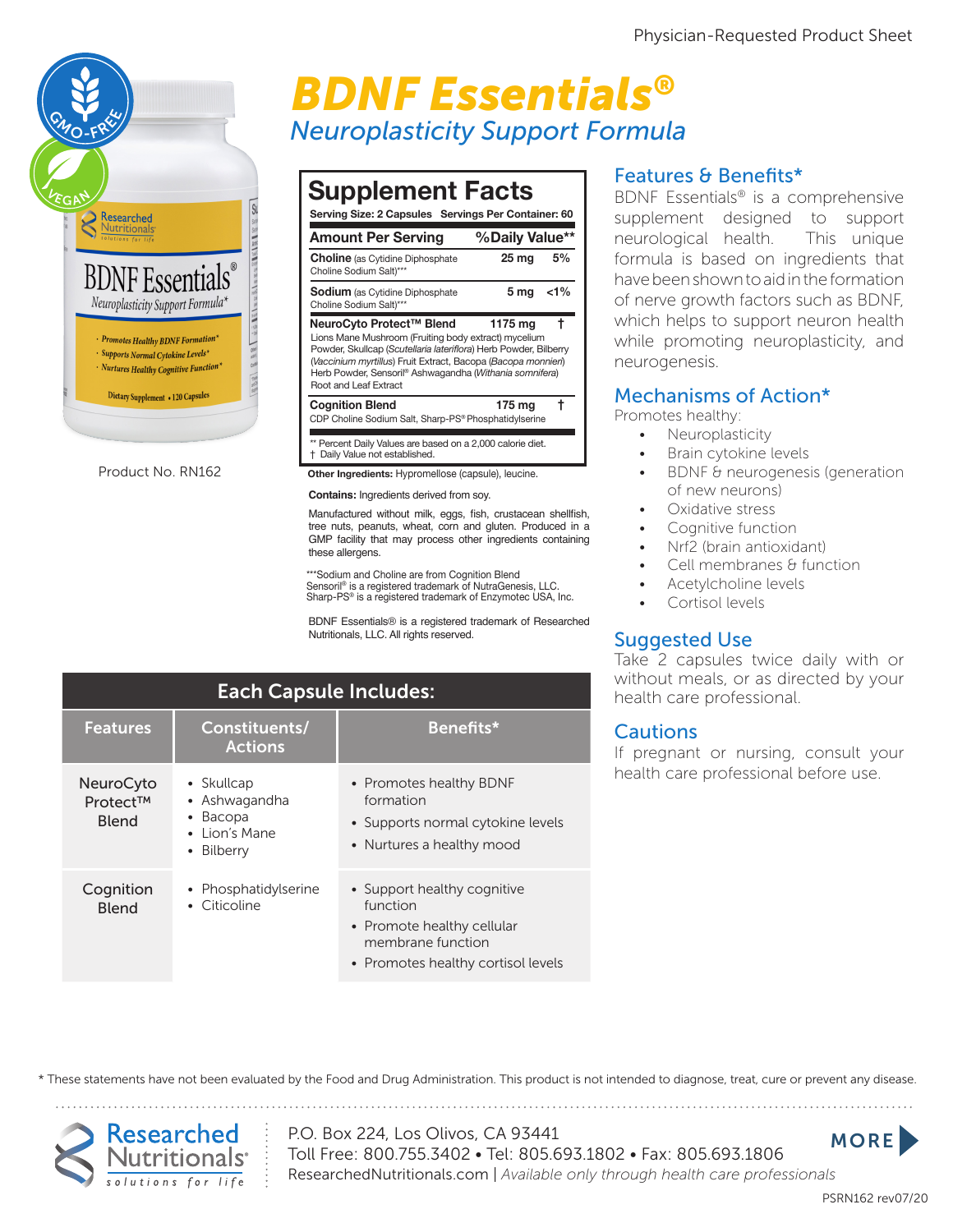Physician-Requested Product Sheet

# BDNF Essentials®

## Neuroplasticity Support Formula

Product No. RN162

| Supplement Facts | | |
|---|---|---|
| Serving Size: 2 Capsules Servings Per Container: 60 | | |
| **Amount Per Serving** | | **%Daily Value**** |
| **Choline** (as Cytidine Diphosphate Choline Sodium Salt)*** | 25 mg | 5% |
| **Sodium** (as Cytidine Diphosphate Choline Sodium Salt)*** | 5 mg | <1% |
| **NeuroCyto Protect™ Blend** Lions Mane Mushroom (Fruiting body extract) mycelium Powder, Skullcap (*Scutellaria lateriflora*) Herb Powder, Bilberry (*Vaccinium myrtillus*) Fruit Extract, Bacopa (*Bacopa monnieri*) Herb Powder, Sensoril® Ashwagandha (*Withania somnifera*) Root and Leaf Extract | 1175 mg | † |
| **Cognition Blend** CDP Choline Sodium Salt, Sharp-PS® Phosphatidylserine | 175 mg | † |

** Percent Daily Values are based on a 2,000 calorie diet.
† Daily Value not established.

**Other Ingredients:** Hypromellose (capsule), leucine.

**Contains:** Ingredients derived from soy.

Manufactured without milk, eggs, fish, crustacean shellfish, tree nuts, peanuts, wheat, corn and gluten. Produced in a GMP facility that may process other ingredients containing these allergens.

***Sodium and Choline are from Cognition Blend
Sensoril® is a registered trademark of NutraGenesis, LLC.
Sharp-PS® is a registered trademark of Enzymotec USA, Inc.

BDNF Essentials® is a registered trademark of Researched Nutritionals, LLC. All rights reserved.

### Each Capsule Includes:

| Features | Constituents/ Actions | Benefits* |
|---|---|---|
| NeuroCyto Protect™ Blend | • Skullcap<br>• Ashwagandha<br>• Bacopa<br>• Lion's Mane<br>• Bilberry | • Promotes healthy BDNF formation<br>• Supports normal cytokine levels<br>• Nurtures a healthy mood |
| Cognition Blend | • Phosphatidylserine<br>• Citicoline | • Support healthy cognitive function<br>• Promote healthy cellular membrane function<br>• Promotes healthy cortisol levels |

## Features & Benefits*

BDNF Essentials® is a comprehensive supplement designed to support neurological health. This unique formula is based on ingredients that have been shown to aid in the formation of nerve growth factors such as BDNF, which helps to support neuron health while promoting neuroplasticity, and neurogenesis.

## Mechanisms of Action*

Promotes healthy:

- Neuroplasticity
- Brain cytokine levels
- BDNF & neurogenesis (generation of new neurons)
- Oxidative stress
- Cognitive function
- Nrf2 (brain antioxidant)
- Cell membranes & function
- Acetylcholine levels
- Cortisol levels

## Suggested Use

Take 2 capsules twice daily with or without meals, or as directed by your health care professional.

## Cautions

If pregnant or nursing, consult your health care professional before use.

* These statements have not been evaluated by the Food and Drug Administration. This product is not intended to diagnose, treat, cure or prevent any disease.

Researched Nutritionals® solutions for life

P.O. Box 224, Los Olivos, CA 93441
Toll Free: 800.755.3402 • Tel: 805.693.1802 • Fax: 805.693.1806
ResearchedNutritionals.com | *Available only through health care professionals*

MORE

PSRN162 rev07/20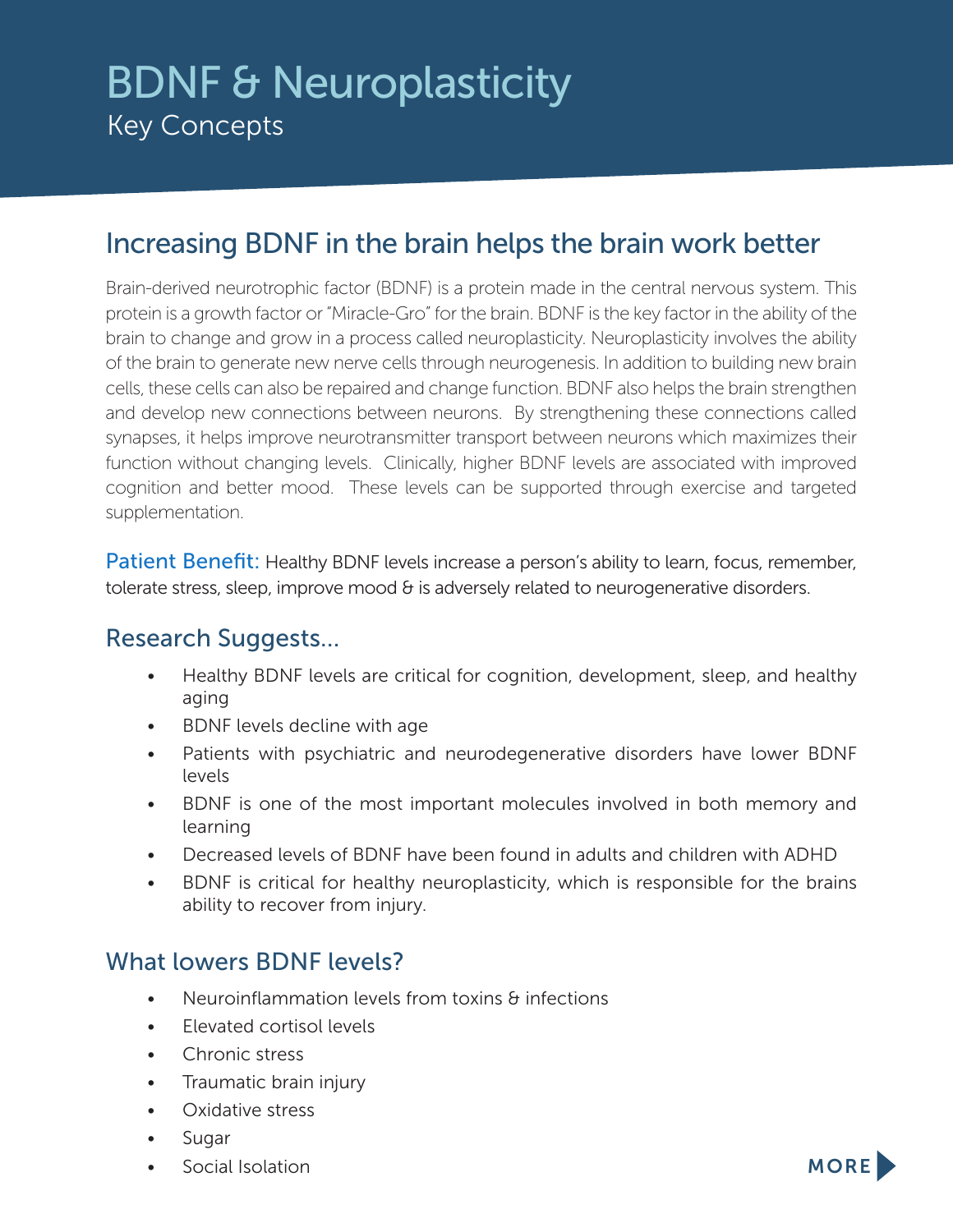# BDNF & Neuroplasticity

Key Concepts

## Increasing BDNF in the brain helps the brain work better

Brain-derived neurotrophic factor (BDNF) is a protein made in the central nervous system. This protein is a growth factor or "Miracle-Gro" for the brain. BDNF is the key factor in the ability of the brain to change and grow in a process called neuroplasticity. Neuroplasticity involves the ability of the brain to generate new nerve cells through neurogenesis. In addition to building new brain cells, these cells can also be repaired and change function. BDNF also helps the brain strengthen and develop new connections between neurons. By strengthening these connections called synapses, it helps improve neurotransmitter transport between neurons which maximizes their function without changing levels. Clinically, higher BDNF levels are associated with improved cognition and better mood. These levels can be supported through exercise and targeted supplementation.

**Patient Benefit:** Healthy BDNF levels increase a person's ability to learn, focus, remember, tolerate stress, sleep, improve mood & is adversely related to neurogenerative disorders.

## Research Suggests...

- Healthy BDNF levels are critical for cognition, development, sleep, and healthy aging
- BDNF levels decline with age
- Patients with psychiatric and neurodegenerative disorders have lower BDNF levels
- BDNF is one of the most important molecules involved in both memory and learning
- Decreased levels of BDNF have been found in adults and children with ADHD
- BDNF is critical for healthy neuroplasticity, which is responsible for the brains ability to recover from injury.

## What lowers BDNF levels?

- Neuroinflammation levels from toxins & infections
- Elevated cortisol levels
- Chronic stress
- Traumatic brain injury
- Oxidative stress
- Sugar
- Social Isolation

MORE